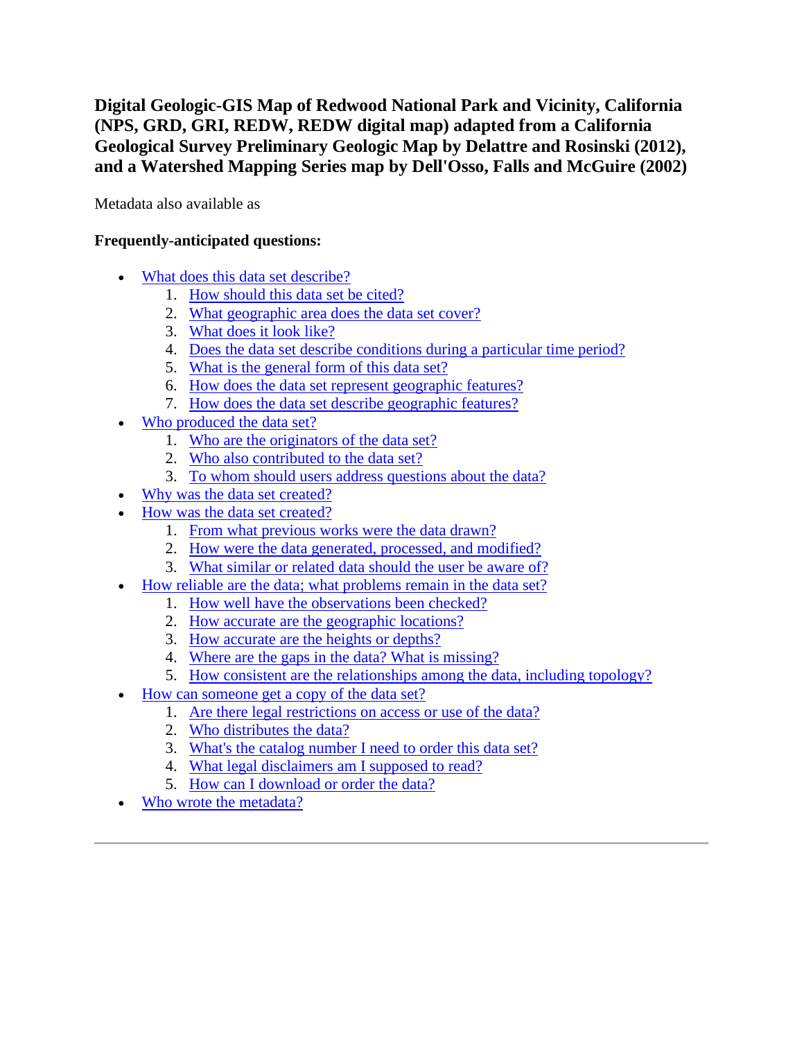# Digital Geologic-GIS Map of Redwood National Park and Vicinity, California (NPS, GRD, GRI, REDW, REDW digital map) adapted from a California Geological Survey Preliminary Geologic Map by Delattre and Rosinski (2012), and a Watershed Mapping Series map by Dell'Osso, Falls and McGuire (2002)

Metadata also available as

**Frequently-anticipated questions:**

- What does this data set describe?
  1. How should this data set be cited?
  2. What geographic area does the data set cover?
  3. What does it look like?
  4. Does the data set describe conditions during a particular time period?
  5. What is the general form of this data set?
  6. How does the data set represent geographic features?
  7. How does the data set describe geographic features?
- Who produced the data set?
  1. Who are the originators of the data set?
  2. Who also contributed to the data set?
  3. To whom should users address questions about the data?
- Why was the data set created?
- How was the data set created?
  1. From what previous works were the data drawn?
  2. How were the data generated, processed, and modified?
  3. What similar or related data should the user be aware of?
- How reliable are the data; what problems remain in the data set?
  1. How well have the observations been checked?
  2. How accurate are the geographic locations?
  3. How accurate are the heights or depths?
  4. Where are the gaps in the data? What is missing?
  5. How consistent are the relationships among the data, including topology?
- How can someone get a copy of the data set?
  1. Are there legal restrictions on access or use of the data?
  2. Who distributes the data?
  3. What's the catalog number I need to order this data set?
  4. What legal disclaimers am I supposed to read?
  5. How can I download or order the data?
- Who wrote the metadata?

---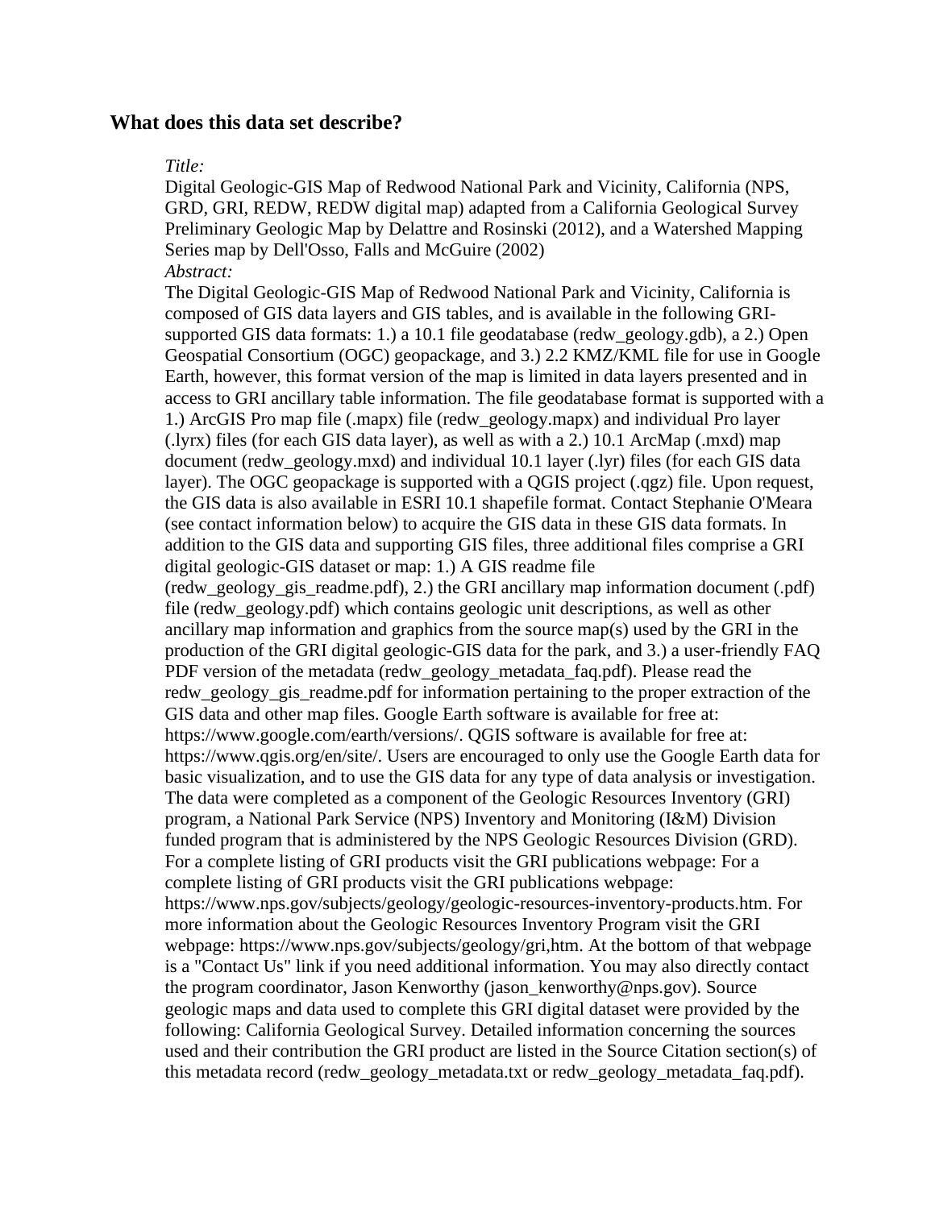## What does this data set describe?

*Title:*

Digital Geologic-GIS Map of Redwood National Park and Vicinity, California (NPS, GRD, GRI, REDW, REDW digital map) adapted from a California Geological Survey Preliminary Geologic Map by Delattre and Rosinski (2012), and a Watershed Mapping Series map by Dell'Osso, Falls and McGuire (2002)

*Abstract:*

The Digital Geologic-GIS Map of Redwood National Park and Vicinity, California is composed of GIS data layers and GIS tables, and is available in the following GRI-supported GIS data formats: 1.) a 10.1 file geodatabase (redw_geology.gdb), a 2.) Open Geospatial Consortium (OGC) geopackage, and 3.) 2.2 KMZ/KML file for use in Google Earth, however, this format version of the map is limited in data layers presented and in access to GRI ancillary table information. The file geodatabase format is supported with a 1.) ArcGIS Pro map file (.mapx) file (redw_geology.mapx) and individual Pro layer (.lyrx) files (for each GIS data layer), as well as with a 2.) 10.1 ArcMap (.mxd) map document (redw_geology.mxd) and individual 10.1 layer (.lyr) files (for each GIS data layer). The OGC geopackage is supported with a QGIS project (.qgz) file. Upon request, the GIS data is also available in ESRI 10.1 shapefile format. Contact Stephanie O'Meara (see contact information below) to acquire the GIS data in these GIS data formats. In addition to the GIS data and supporting GIS files, three additional files comprise a GRI digital geologic-GIS dataset or map: 1.) A GIS readme file (redw_geology_gis_readme.pdf), 2.) the GRI ancillary map information document (.pdf) file (redw_geology.pdf) which contains geologic unit descriptions, as well as other ancillary map information and graphics from the source map(s) used by the GRI in the production of the GRI digital geologic-GIS data for the park, and 3.) a user-friendly FAQ PDF version of the metadata (redw_geology_metadata_faq.pdf). Please read the redw_geology_gis_readme.pdf for information pertaining to the proper extraction of the GIS data and other map files. Google Earth software is available for free at: https://www.google.com/earth/versions/. QGIS software is available for free at: https://www.qgis.org/en/site/. Users are encouraged to only use the Google Earth data for basic visualization, and to use the GIS data for any type of data analysis or investigation. The data were completed as a component of the Geologic Resources Inventory (GRI) program, a National Park Service (NPS) Inventory and Monitoring (I&M) Division funded program that is administered by the NPS Geologic Resources Division (GRD). For a complete listing of GRI products visit the GRI publications webpage: For a complete listing of GRI products visit the GRI publications webpage: https://www.nps.gov/subjects/geology/geologic-resources-inventory-products.htm. For more information about the Geologic Resources Inventory Program visit the GRI webpage: https://www.nps.gov/subjects/geology/gri,htm. At the bottom of that webpage is a "Contact Us" link if you need additional information. You may also directly contact the program coordinator, Jason Kenworthy (jason_kenworthy@nps.gov). Source geologic maps and data used to complete this GRI digital dataset were provided by the following: California Geological Survey. Detailed information concerning the sources used and their contribution the GRI product are listed in the Source Citation section(s) of this metadata record (redw_geology_metadata.txt or redw_geology_metadata_faq.pdf).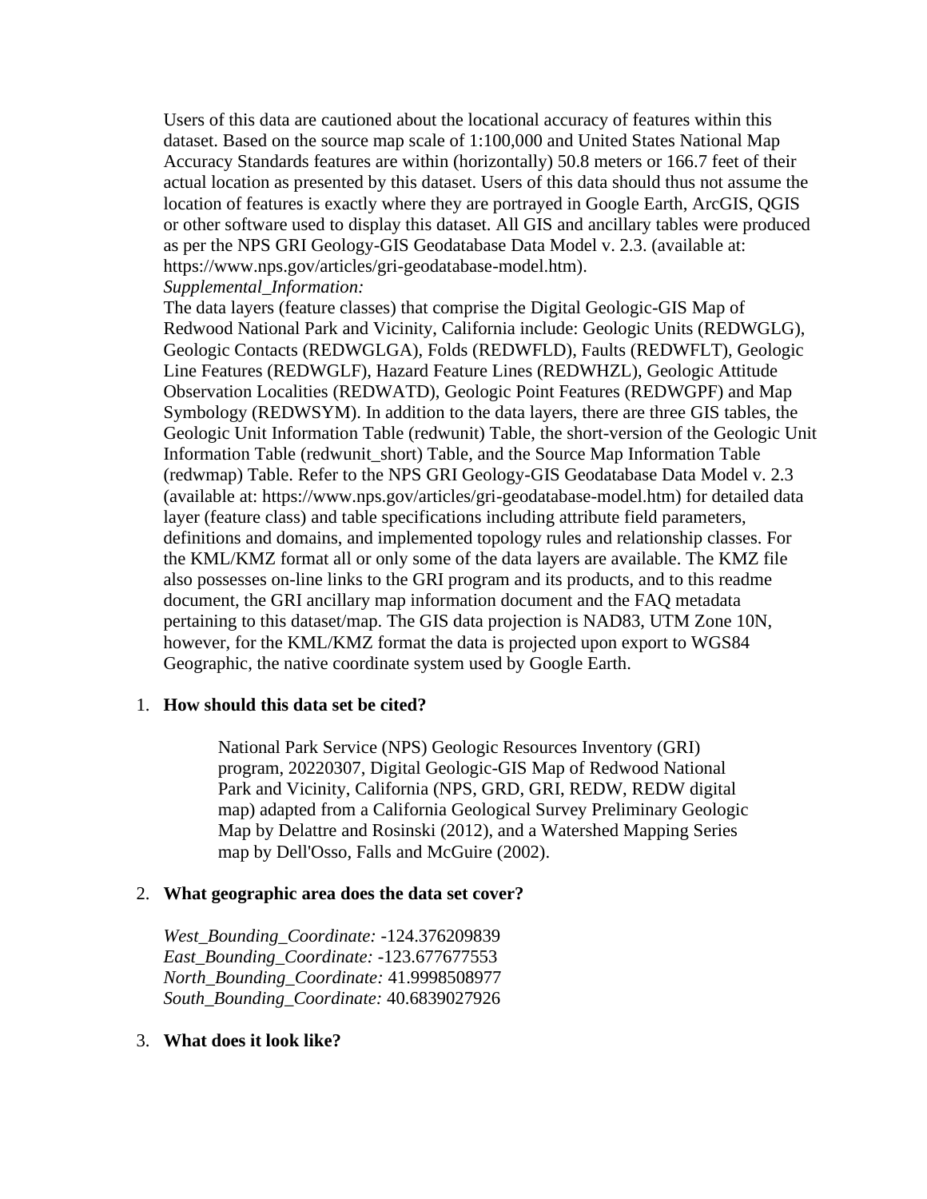Users of this data are cautioned about the locational accuracy of features within this dataset. Based on the source map scale of 1:100,000 and United States National Map Accuracy Standards features are within (horizontally) 50.8 meters or 166.7 feet of their actual location as presented by this dataset. Users of this data should thus not assume the location of features is exactly where they are portrayed in Google Earth, ArcGIS, QGIS or other software used to display this dataset. All GIS and ancillary tables were produced as per the NPS GRI Geology-GIS Geodatabase Data Model v. 2.3. (available at: https://www.nps.gov/articles/gri-geodatabase-model.htm).

*Supplemental_Information:*

The data layers (feature classes) that comprise the Digital Geologic-GIS Map of Redwood National Park and Vicinity, California include: Geologic Units (REDWGLG), Geologic Contacts (REDWGLGA), Folds (REDWFLD), Faults (REDWFLT), Geologic Line Features (REDWGLF), Hazard Feature Lines (REDWHZL), Geologic Attitude Observation Localities (REDWATD), Geologic Point Features (REDWGPF) and Map Symbology (REDWSYM). In addition to the data layers, there are three GIS tables, the Geologic Unit Information Table (redwunit) Table, the short-version of the Geologic Unit Information Table (redwunit_short) Table, and the Source Map Information Table (redwmap) Table. Refer to the NPS GRI Geology-GIS Geodatabase Data Model v. 2.3 (available at: https://www.nps.gov/articles/gri-geodatabase-model.htm) for detailed data layer (feature class) and table specifications including attribute field parameters, definitions and domains, and implemented topology rules and relationship classes. For the KML/KMZ format all or only some of the data layers are available. The KMZ file also possesses on-line links to the GRI program and its products, and to this readme document, the GRI ancillary map information document and the FAQ metadata pertaining to this dataset/map. The GIS data projection is NAD83, UTM Zone 10N, however, for the KML/KMZ format the data is projected upon export to WGS84 Geographic, the native coordinate system used by Google Earth.

1. **How should this data set be cited?**

   National Park Service (NPS) Geologic Resources Inventory (GRI) program, 20220307, Digital Geologic-GIS Map of Redwood National Park and Vicinity, California (NPS, GRD, GRI, REDW, REDW digital map) adapted from a California Geological Survey Preliminary Geologic Map by Delattre and Rosinski (2012), and a Watershed Mapping Series map by Dell'Osso, Falls and McGuire (2002).

2. **What geographic area does the data set cover?**

   *West_Bounding_Coordinate:* -124.376209839
   *East_Bounding_Coordinate:* -123.677677553
   *North_Bounding_Coordinate:* 41.9998508977
   *South_Bounding_Coordinate:* 40.6839027926

3. **What does it look like?**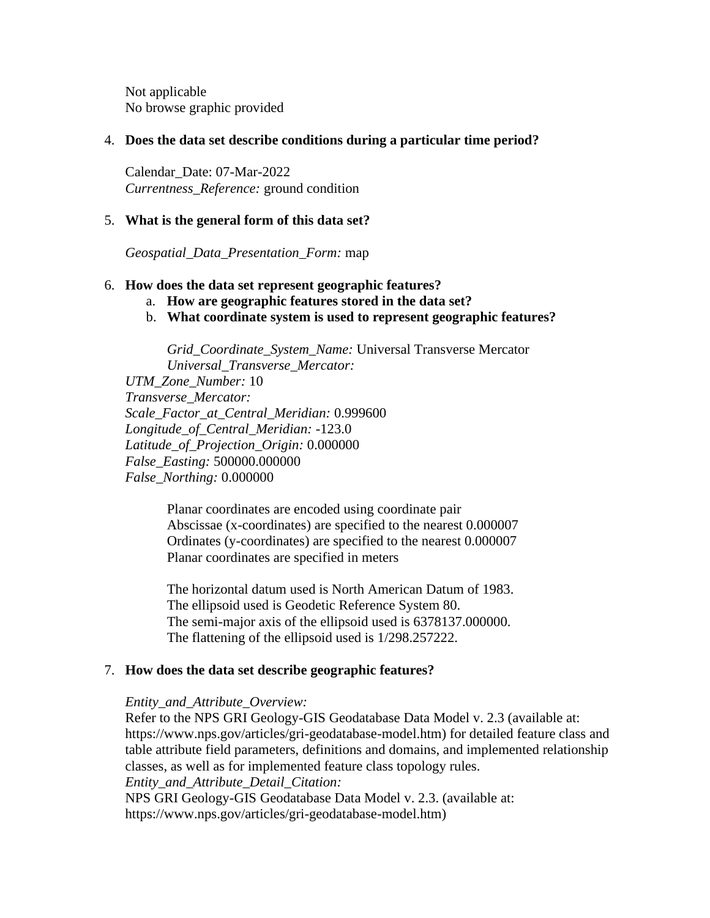Not applicable
No browse graphic provided

4. **Does the data set describe conditions during a particular time period?**

   Calendar_Date: 07-Mar-2022
   *Currentness_Reference:* ground condition

5. **What is the general form of this data set?**

   *Geospatial_Data_Presentation_Form:* map

6. **How does the data set represent geographic features?**
   a. **How are geographic features stored in the data set?**
   b. **What coordinate system is used to represent geographic features?**

      *Grid_Coordinate_System_Name:* Universal Transverse Mercator
      *Universal_Transverse_Mercator:*
   *UTM_Zone_Number:* 10
   *Transverse_Mercator:*
   *Scale_Factor_at_Central_Meridian:* 0.999600
   *Longitude_of_Central_Meridian:* -123.0
   *Latitude_of_Projection_Origin:* 0.000000
   *False_Easting:* 500000.000000
   *False_Northing:* 0.000000

      Planar coordinates are encoded using coordinate pair
      Abscissae (x-coordinates) are specified to the nearest 0.000007
      Ordinates (y-coordinates) are specified to the nearest 0.000007
      Planar coordinates are specified in meters

      The horizontal datum used is North American Datum of 1983.
      The ellipsoid used is Geodetic Reference System 80.
      The semi-major axis of the ellipsoid used is 6378137.000000.
      The flattening of the ellipsoid used is 1/298.257222.

7. **How does the data set describe geographic features?**

   *Entity_and_Attribute_Overview:*
   Refer to the NPS GRI Geology-GIS Geodatabase Data Model v. 2.3 (available at: https://www.nps.gov/articles/gri-geodatabase-model.htm) for detailed feature class and table attribute field parameters, definitions and domains, and implemented relationship classes, as well as for implemented feature class topology rules.
   *Entity_and_Attribute_Detail_Citation:*
   NPS GRI Geology-GIS Geodatabase Data Model v. 2.3. (available at: https://www.nps.gov/articles/gri-geodatabase-model.htm)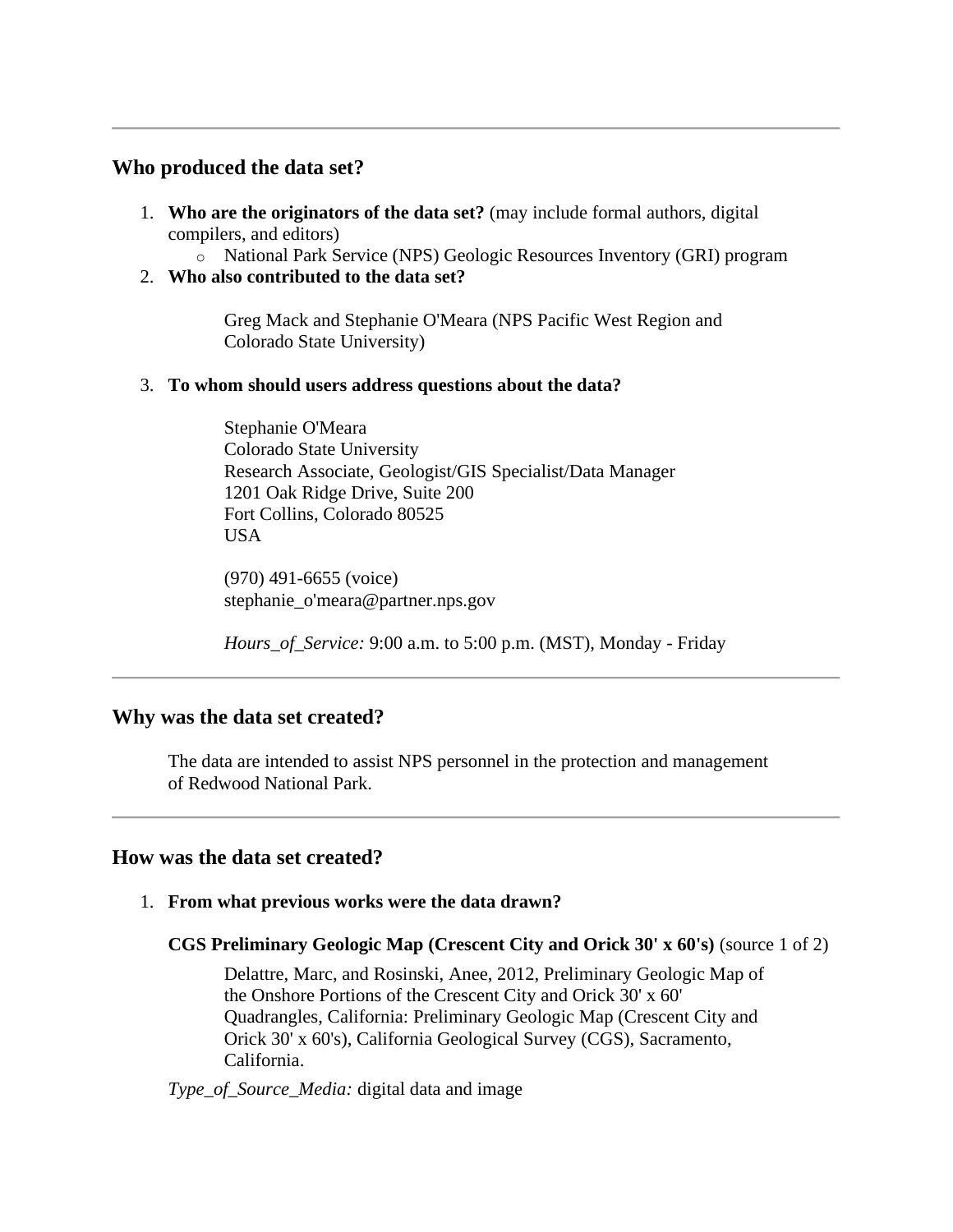---

## Who produced the data set?

1. **Who are the originators of the data set?** (may include formal authors, digital compilers, and editors)
   - National Park Service (NPS) Geologic Resources Inventory (GRI) program
2. **Who also contributed to the data set?**

   Greg Mack and Stephanie O'Meara (NPS Pacific West Region and Colorado State University)

3. **To whom should users address questions about the data?**

   Stephanie O'Meara
   Colorado State University
   Research Associate, Geologist/GIS Specialist/Data Manager
   1201 Oak Ridge Drive, Suite 200
   Fort Collins, Colorado 80525
   USA

   (970) 491-6655 (voice)
   stephanie_o'meara@partner.nps.gov

   *Hours_of_Service:* 9:00 a.m. to 5:00 p.m. (MST), Monday - Friday

---

## Why was the data set created?

The data are intended to assist NPS personnel in the protection and management of Redwood National Park.

---

## How was the data set created?

1. **From what previous works were the data drawn?**

   **CGS Preliminary Geologic Map (Crescent City and Orick 30' x 60's)** (source 1 of 2)

   Delattre, Marc, and Rosinski, Anee, 2012, Preliminary Geologic Map of the Onshore Portions of the Crescent City and Orick 30' x 60' Quadrangles, California: Preliminary Geologic Map (Crescent City and Orick 30' x 60's), California Geological Survey (CGS), Sacramento, California.

   *Type_of_Source_Media:* digital data and image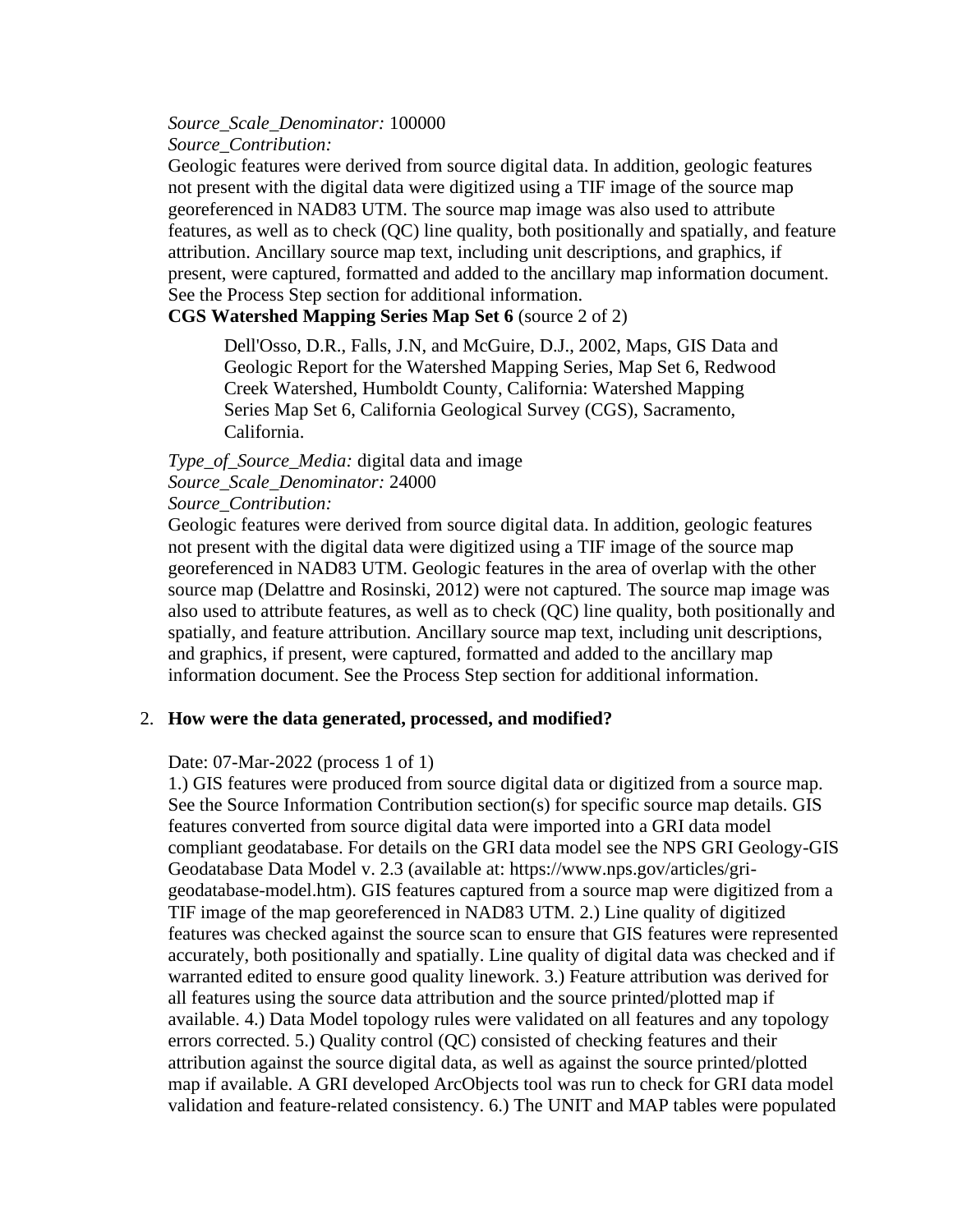*Source_Scale_Denominator:* 100000
*Source_Contribution:*
Geologic features were derived from source digital data. In addition, geologic features not present with the digital data were digitized using a TIF image of the source map georeferenced in NAD83 UTM. The source map image was also used to attribute features, as well as to check (QC) line quality, both positionally and spatially, and feature attribution. Ancillary source map text, including unit descriptions, and graphics, if present, were captured, formatted and added to the ancillary map information document. See the Process Step section for additional information.

**CGS Watershed Mapping Series Map Set 6** (source 2 of 2)

> Dell'Osso, D.R., Falls, J.N, and McGuire, D.J., 2002, Maps, GIS Data and Geologic Report for the Watershed Mapping Series, Map Set 6, Redwood Creek Watershed, Humboldt County, California: Watershed Mapping Series Map Set 6, California Geological Survey (CGS), Sacramento, California.

*Type_of_Source_Media:* digital data and image
*Source_Scale_Denominator:* 24000
*Source_Contribution:*
Geologic features were derived from source digital data. In addition, geologic features not present with the digital data were digitized using a TIF image of the source map georeferenced in NAD83 UTM. Geologic features in the area of overlap with the other source map (Delattre and Rosinski, 2012) were not captured. The source map image was also used to attribute features, as well as to check (QC) line quality, both positionally and spatially, and feature attribution. Ancillary source map text, including unit descriptions, and graphics, if present, were captured, formatted and added to the ancillary map information document. See the Process Step section for additional information.

2. **How were the data generated, processed, and modified?**

Date: 07-Mar-2022 (process 1 of 1)
1.) GIS features were produced from source digital data or digitized from a source map. See the Source Information Contribution section(s) for specific source map details. GIS features converted from source digital data were imported into a GRI data model compliant geodatabase. For details on the GRI data model see the NPS GRI Geology-GIS Geodatabase Data Model v. 2.3 (available at: https://www.nps.gov/articles/gri-geodatabase-model.htm). GIS features captured from a source map were digitized from a TIF image of the map georeferenced in NAD83 UTM. 2.) Line quality of digitized features was checked against the source scan to ensure that GIS features were represented accurately, both positionally and spatially. Line quality of digital data was checked and if warranted edited to ensure good quality linework. 3.) Feature attribution was derived for all features using the source data attribution and the source printed/plotted map if available. 4.) Data Model topology rules were validated on all features and any topology errors corrected. 5.) Quality control (QC) consisted of checking features and their attribution against the source digital data, as well as against the source printed/plotted map if available. A GRI developed ArcObjects tool was run to check for GRI data model validation and feature-related consistency. 6.) The UNIT and MAP tables were populated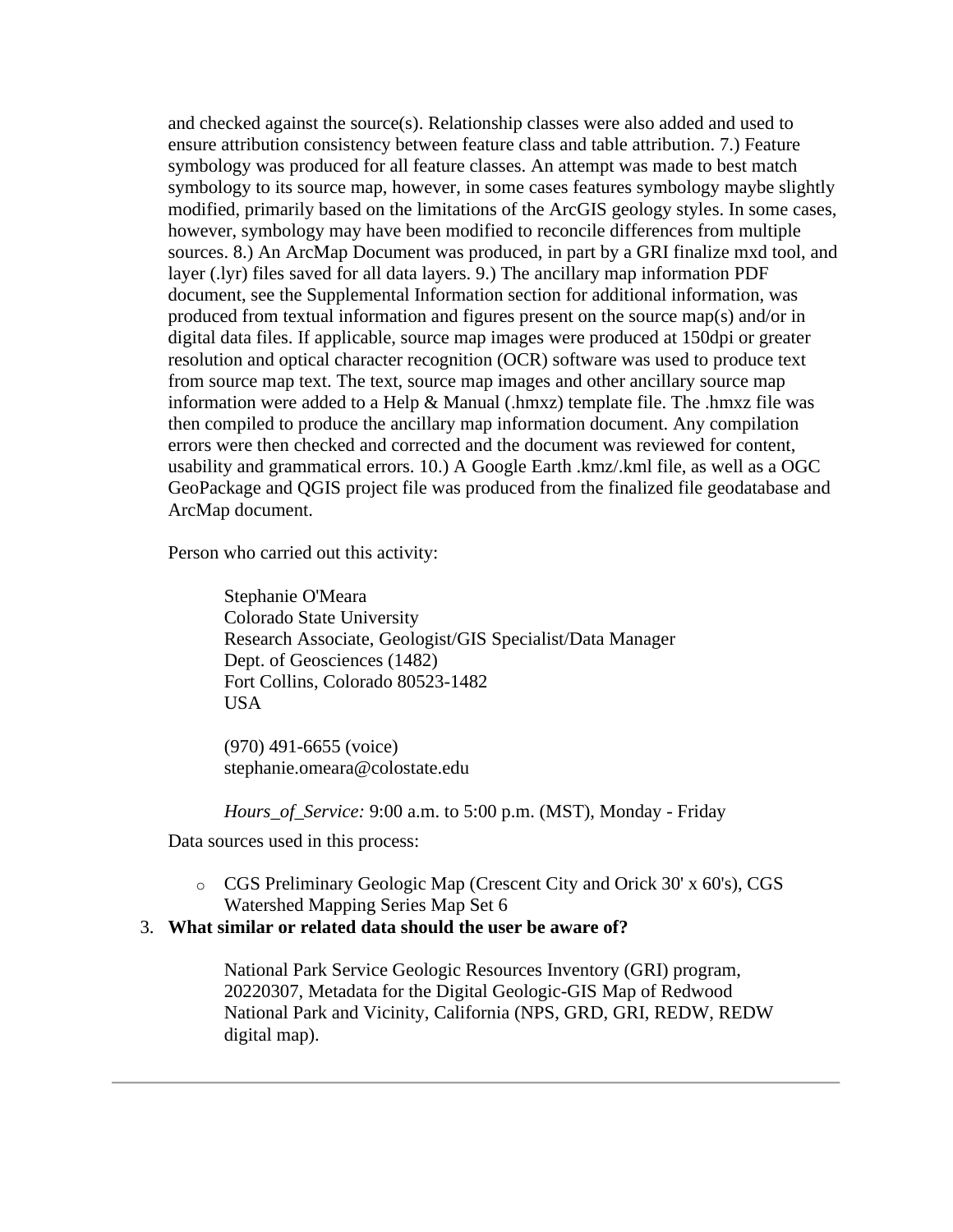and checked against the source(s). Relationship classes were also added and used to ensure attribution consistency between feature class and table attribution. 7.) Feature symbology was produced for all feature classes. An attempt was made to best match symbology to its source map, however, in some cases features symbology maybe slightly modified, primarily based on the limitations of the ArcGIS geology styles. In some cases, however, symbology may have been modified to reconcile differences from multiple sources. 8.) An ArcMap Document was produced, in part by a GRI finalize mxd tool, and layer (.lyr) files saved for all data layers. 9.) The ancillary map information PDF document, see the Supplemental Information section for additional information, was produced from textual information and figures present on the source map(s) and/or in digital data files. If applicable, source map images were produced at 150dpi or greater resolution and optical character recognition (OCR) software was used to produce text from source map text. The text, source map images and other ancillary source map information were added to a Help & Manual (.hmxz) template file. The .hmxz file was then compiled to produce the ancillary map information document. Any compilation errors were then checked and corrected and the document was reviewed for content, usability and grammatical errors. 10.) A Google Earth .kmz/.kml file, as well as a OGC GeoPackage and QGIS project file was produced from the finalized file geodatabase and ArcMap document.

Person who carried out this activity:

> Stephanie O'Meara
> Colorado State University
> Research Associate, Geologist/GIS Specialist/Data Manager
> Dept. of Geosciences (1482)
> Fort Collins, Colorado 80523-1482
> USA
>
> (970) 491-6655 (voice)
> stephanie.omeara@colostate.edu
>
> *Hours_of_Service:* 9:00 a.m. to 5:00 p.m. (MST), Monday - Friday

Data sources used in this process:

- CGS Preliminary Geologic Map (Crescent City and Orick 30' x 60's), CGS Watershed Mapping Series Map Set 6

3. **What similar or related data should the user be aware of?**

> National Park Service Geologic Resources Inventory (GRI) program, 20220307, Metadata for the Digital Geologic-GIS Map of Redwood National Park and Vicinity, California (NPS, GRD, GRI, REDW, REDW digital map).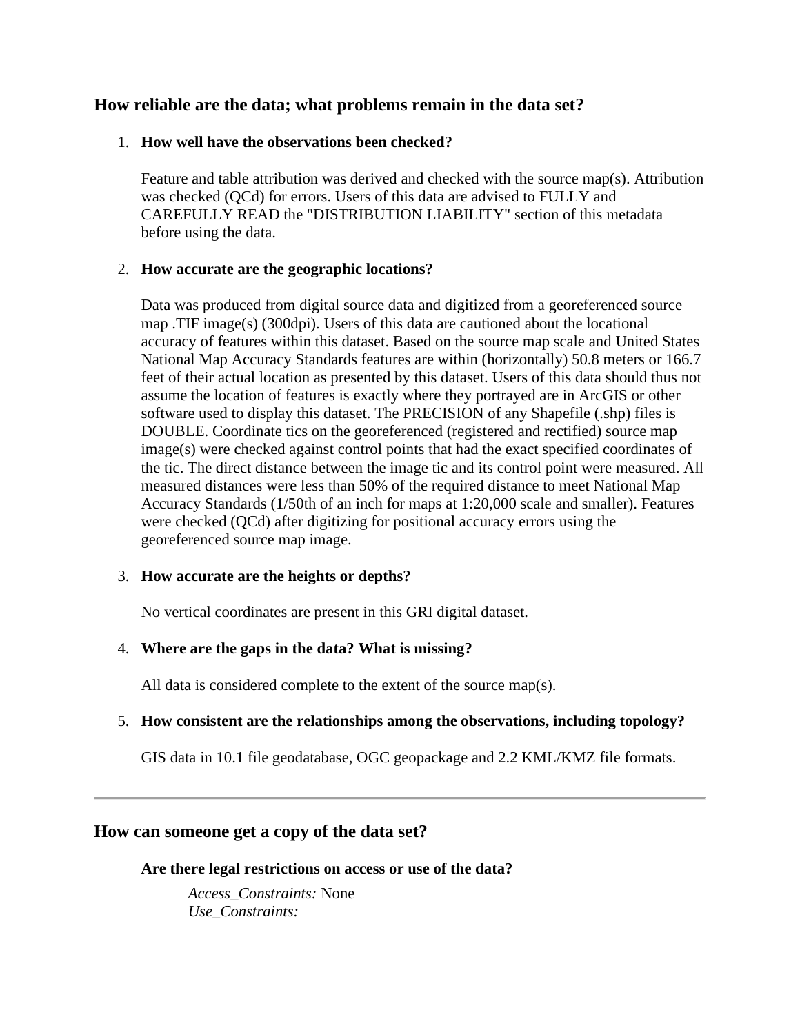## How reliable are the data; what problems remain in the data set?

1. **How well have the observations been checked?**

   Feature and table attribution was derived and checked with the source map(s). Attribution was checked (QCd) for errors. Users of this data are advised to FULLY and CAREFULLY READ the "DISTRIBUTION LIABILITY" section of this metadata before using the data.

2. **How accurate are the geographic locations?**

   Data was produced from digital source data and digitized from a georeferenced source map .TIF image(s) (300dpi). Users of this data are cautioned about the locational accuracy of features within this dataset. Based on the source map scale and United States National Map Accuracy Standards features are within (horizontally) 50.8 meters or 166.7 feet of their actual location as presented by this dataset. Users of this data should thus not assume the location of features is exactly where they portrayed are in ArcGIS or other software used to display this dataset. The PRECISION of any Shapefile (.shp) files is DOUBLE. Coordinate tics on the georeferenced (registered and rectified) source map image(s) were checked against control points that had the exact specified coordinates of the tic. The direct distance between the image tic and its control point were measured. All measured distances were less than 50% of the required distance to meet National Map Accuracy Standards (1/50th of an inch for maps at 1:20,000 scale and smaller). Features were checked (QCd) after digitizing for positional accuracy errors using the georeferenced source map image.

3. **How accurate are the heights or depths?**

   No vertical coordinates are present in this GRI digital dataset.

4. **Where are the gaps in the data? What is missing?**

   All data is considered complete to the extent of the source map(s).

5. **How consistent are the relationships among the observations, including topology?**

   GIS data in 10.1 file geodatabase, OGC geopackage and 2.2 KML/KMZ file formats.

---

## How can someone get a copy of the data set?

**Are there legal restrictions on access or use of the data?**

*Access_Constraints:* None
*Use_Constraints:*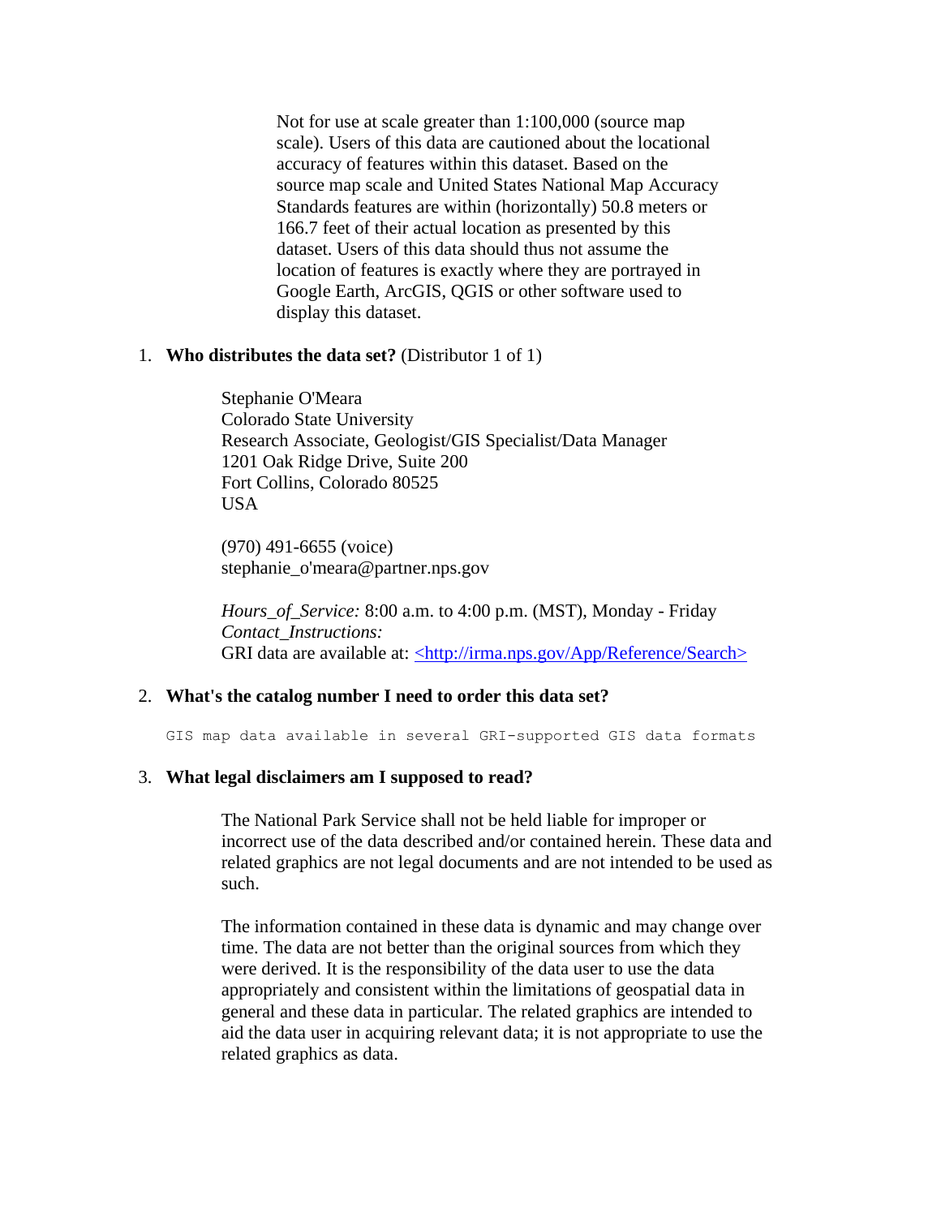Not for use at scale greater than 1:100,000 (source map scale). Users of this data are cautioned about the locational accuracy of features within this dataset. Based on the source map scale and United States National Map Accuracy Standards features are within (horizontally) 50.8 meters or 166.7 feet of their actual location as presented by this dataset. Users of this data should thus not assume the location of features is exactly where they are portrayed in Google Earth, ArcGIS, QGIS or other software used to display this dataset.

1. **Who distributes the data set?** (Distributor 1 of 1)

   Stephanie O'Meara
   Colorado State University
   Research Associate, Geologist/GIS Specialist/Data Manager
   1201 Oak Ridge Drive, Suite 200
   Fort Collins, Colorado 80525
   USA

   (970) 491-6655 (voice)
   stephanie_o'meara@partner.nps.gov

   *Hours_of_Service:* 8:00 a.m. to 4:00 p.m. (MST), Monday - Friday
   *Contact_Instructions:*
   GRI data are available at: <http://irma.nps.gov/App/Reference/Search>

2. **What's the catalog number I need to order this data set?**

   ```
   GIS map data available in several GRI-supported GIS data formats
   ```

3. **What legal disclaimers am I supposed to read?**

   The National Park Service shall not be held liable for improper or incorrect use of the data described and/or contained herein. These data and related graphics are not legal documents and are not intended to be used as such.

   The information contained in these data is dynamic and may change over time. The data are not better than the original sources from which they were derived. It is the responsibility of the data user to use the data appropriately and consistent within the limitations of geospatial data in general and these data in particular. The related graphics are intended to aid the data user in acquiring relevant data; it is not appropriate to use the related graphics as data.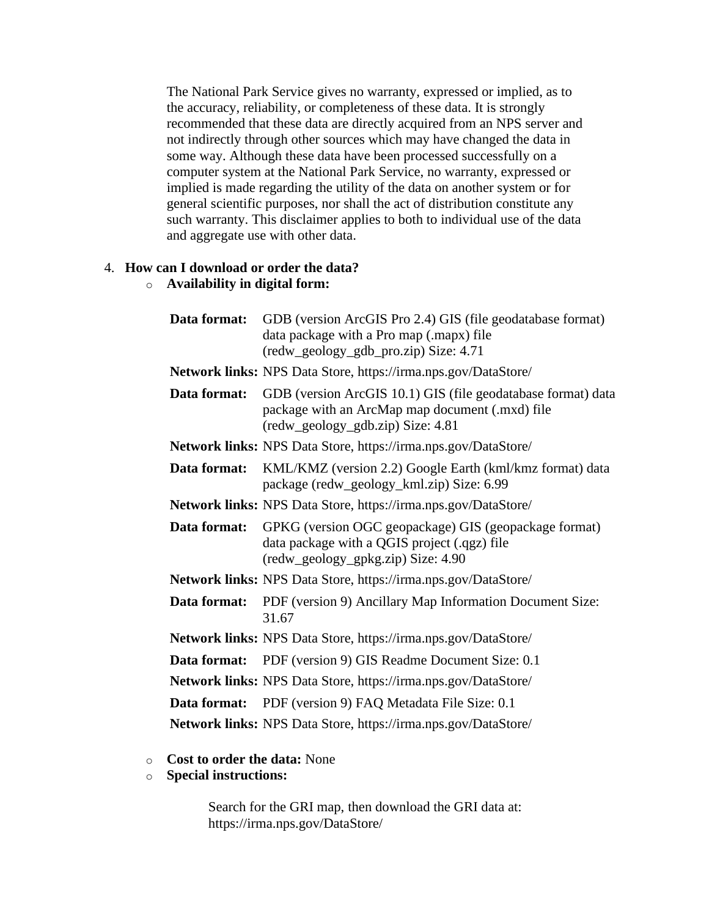The National Park Service gives no warranty, expressed or implied, as to the accuracy, reliability, or completeness of these data. It is strongly recommended that these data are directly acquired from an NPS server and not indirectly through other sources which may have changed the data in some way. Although these data have been processed successfully on a computer system at the National Park Service, no warranty, expressed or implied is made regarding the utility of the data on another system or for general scientific purposes, nor shall the act of distribution constitute any such warranty. This disclaimer applies to both to individual use of the data and aggregate use with other data.

4. **How can I download or order the data?**
   - **Availability in digital form:**

| | |
|---|---|
| **Data format:** | GDB (version ArcGIS Pro 2.4) GIS (file geodatabase format) data package with a Pro map (.mapx) file (redw_geology_gdb_pro.zip) Size: 4.71 |
| **Network links:** | NPS Data Store, https://irma.nps.gov/DataStore/ |
| **Data format:** | GDB (version ArcGIS 10.1) GIS (file geodatabase format) data package with an ArcMap map document (.mxd) file (redw_geology_gdb.zip) Size: 4.81 |
| **Network links:** | NPS Data Store, https://irma.nps.gov/DataStore/ |
| **Data format:** | KML/KMZ (version 2.2) Google Earth (kml/kmz format) data package (redw_geology_kml.zip) Size: 6.99 |
| **Network links:** | NPS Data Store, https://irma.nps.gov/DataStore/ |
| **Data format:** | GPKG (version OGC geopackage) GIS (geopackage format) data package with a QGIS project (.qgz) file (redw_geology_gpkg.zip) Size: 4.90 |
| **Network links:** | NPS Data Store, https://irma.nps.gov/DataStore/ |
| **Data format:** | PDF (version 9) Ancillary Map Information Document Size: 31.67 |
| **Network links:** | NPS Data Store, https://irma.nps.gov/DataStore/ |
| **Data format:** | PDF (version 9) GIS Readme Document Size: 0.1 |
| **Network links:** | NPS Data Store, https://irma.nps.gov/DataStore/ |
| **Data format:** | PDF (version 9) FAQ Metadata File Size: 0.1 |
| **Network links:** | NPS Data Store, https://irma.nps.gov/DataStore/ |

   - **Cost to order the data:** None
   - **Special instructions:**

     Search for the GRI map, then download the GRI data at: https://irma.nps.gov/DataStore/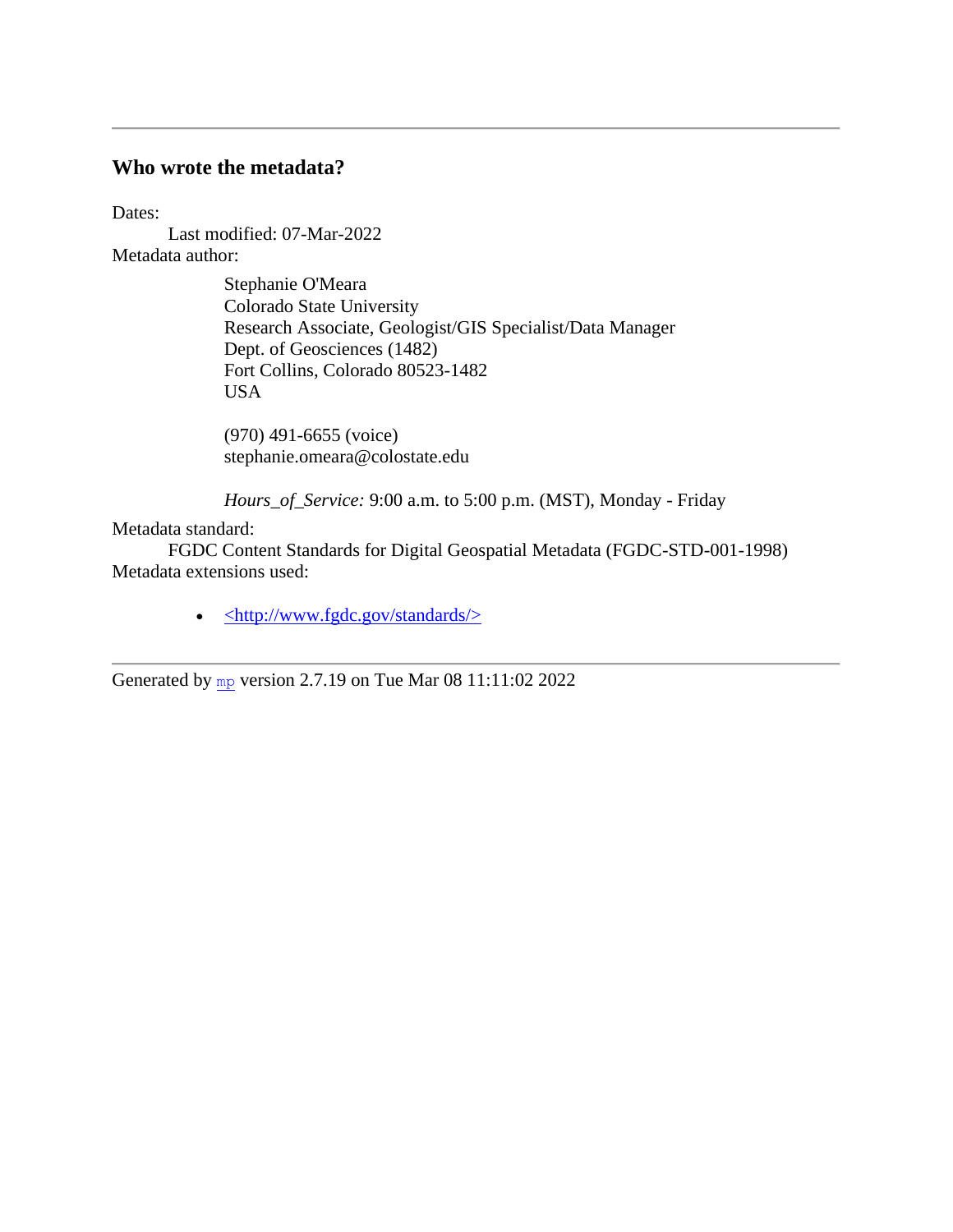---

## Who wrote the metadata?

Dates:
    Last modified: 07-Mar-2022
Metadata author:

    Stephanie O'Meara
    Colorado State University
    Research Associate, Geologist/GIS Specialist/Data Manager
    Dept. of Geosciences (1482)
    Fort Collins, Colorado 80523-1482
    USA

    (970) 491-6655 (voice)
    stephanie.omeara@colostate.edu

    *Hours_of_Service:* 9:00 a.m. to 5:00 p.m. (MST), Monday - Friday

Metadata standard:
    FGDC Content Standards for Digital Geospatial Metadata (FGDC-STD-001-1998)
Metadata extensions used:

- <http://www.fgdc.gov/standards/>

---

Generated by mp version 2.7.19 on Tue Mar 08 11:11:02 2022